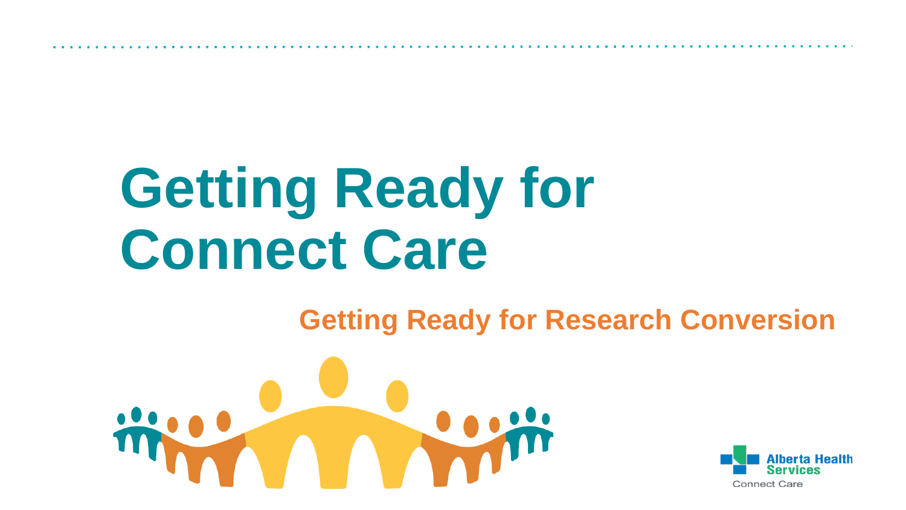# Getting Ready for Connect Care

## Getting Ready for Research Conversion

Alberta Health Services

Connect Care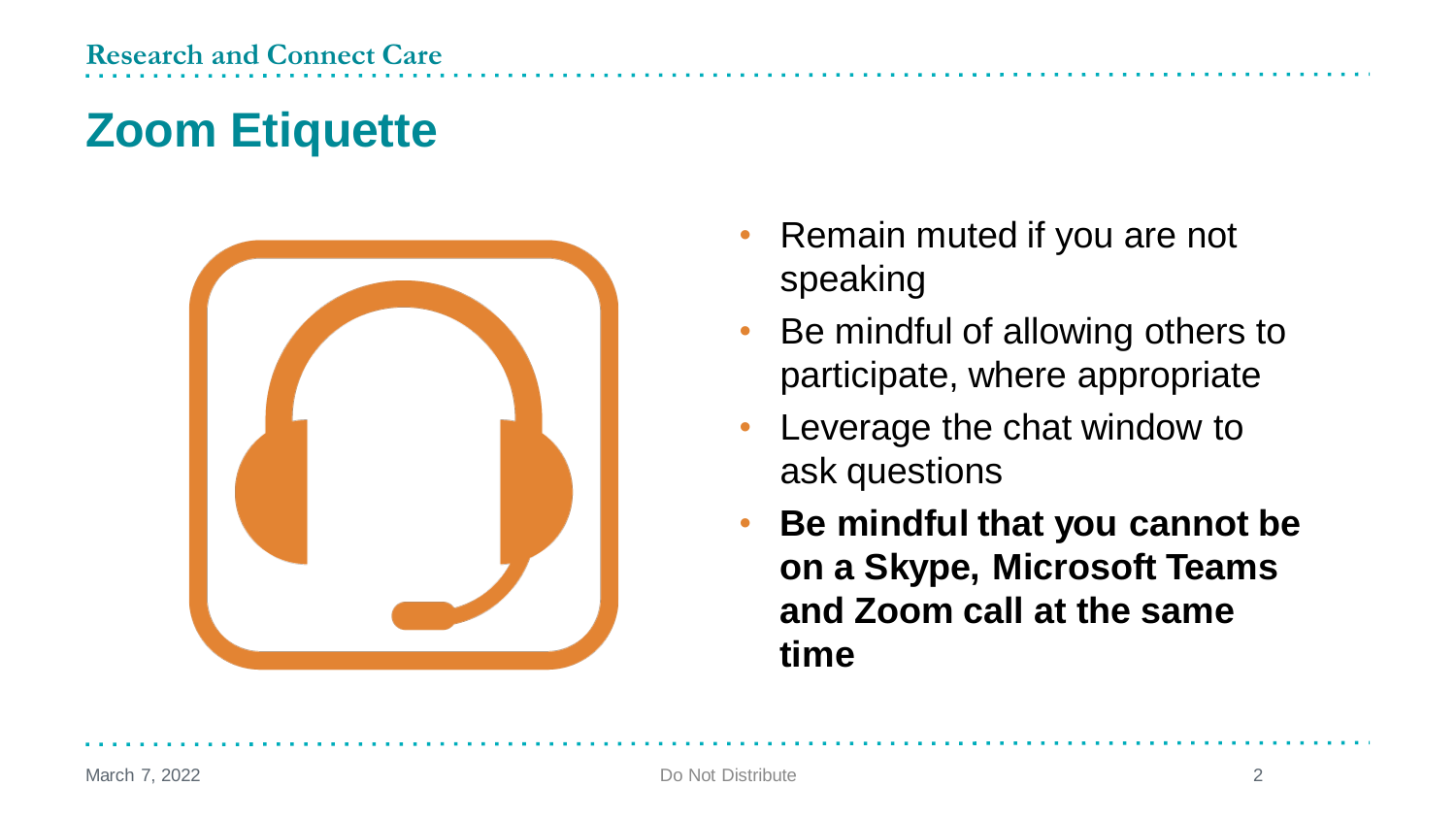# Zoom Etiquette

- Remain muted if you are not speaking
- Be mindful of allowing others to participate, where appropriate
- Leverage the chat window to ask questions
- **Be mindful that you cannot be on a Skype, Microsoft Teams and Zoom call at the same time**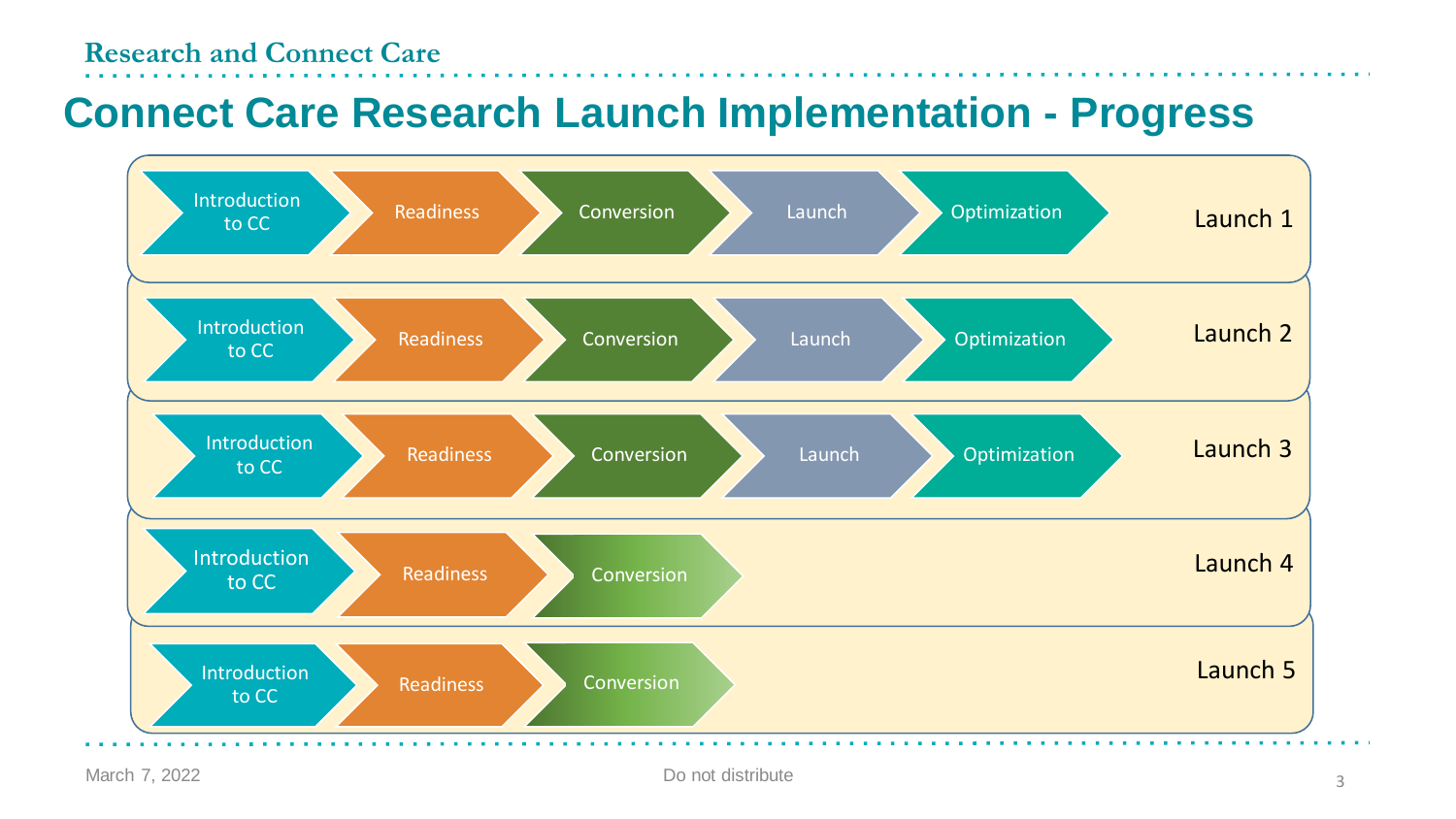Research and Connect Care

# Connect Care Research Launch Implementation - Progress

| Launch | Phases |
| --- | --- |
| Launch 1 | Introduction to CC → Readiness → Conversion → Launch → Optimization |
| Launch 2 | Introduction to CC → Readiness → Conversion → Launch → Optimization |
| Launch 3 | Introduction to CC → Readiness → Conversion → Launch → Optimization |
| Launch 4 | Introduction to CC → Readiness → Conversion |
| Launch 5 | Introduction to CC → Readiness → Conversion |

March 7, 2022

Do not distribute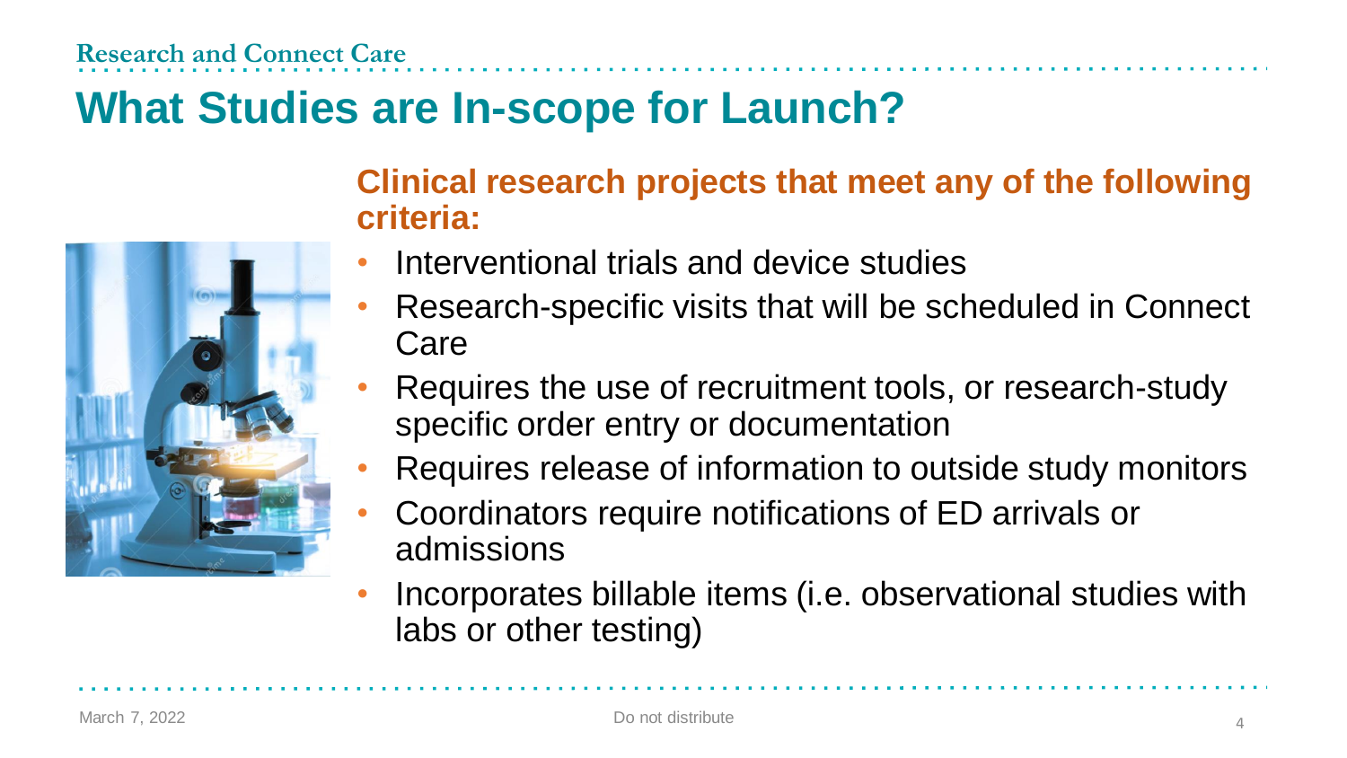# What Studies are In-scope for Launch?

**Clinical research projects that meet any of the following criteria:**

- Interventional trials and device studies
- Research-specific visits that will be scheduled in Connect Care
- Requires the use of recruitment tools, or research-study specific order entry or documentation
- Requires release of information to outside study monitors
- Coordinators require notifications of ED arrivals or admissions
- Incorporates billable items (i.e. observational studies with labs or other testing)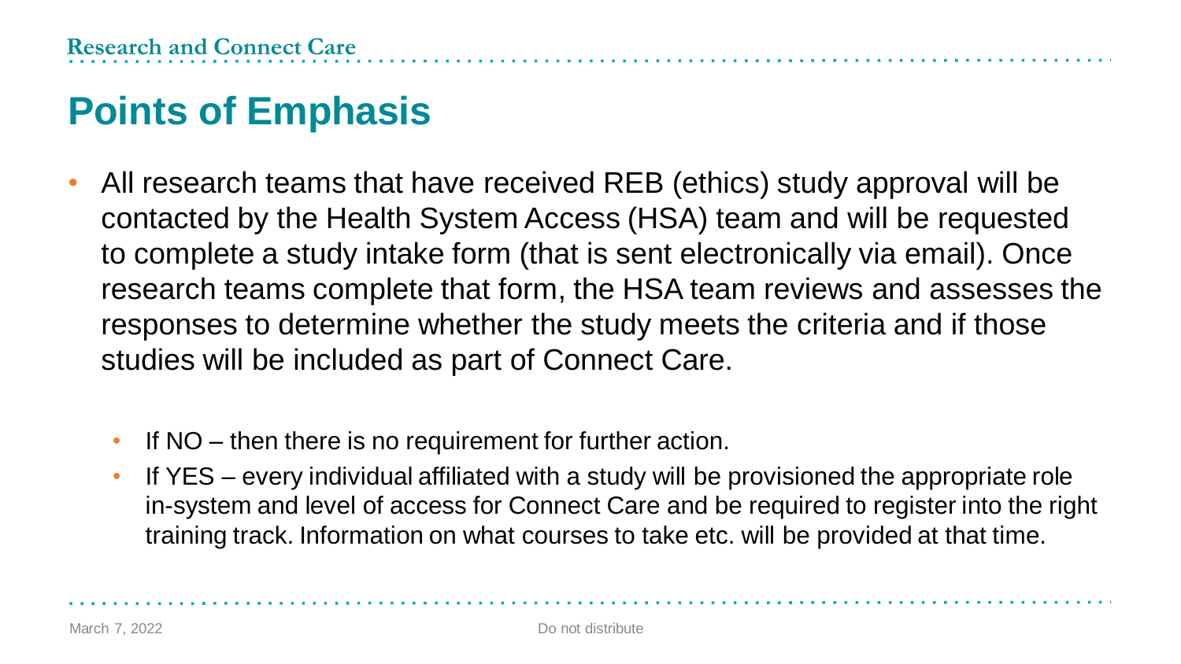# Points of Emphasis

- All research teams that have received REB (ethics) study approval will be contacted by the Health System Access (HSA) team and will be requested to complete a study intake form (that is sent electronically via email). Once research teams complete that form, the HSA team reviews and assesses the responses to determine whether the study meets the criteria and if those studies will be included as part of Connect Care.
  - If NO – then there is no requirement for further action.
  - If YES – every individual affiliated with a study will be provisioned the appropriate role in-system and level of access for Connect Care and be required to register into the right training track. Information on what courses to take etc. will be provided at that time.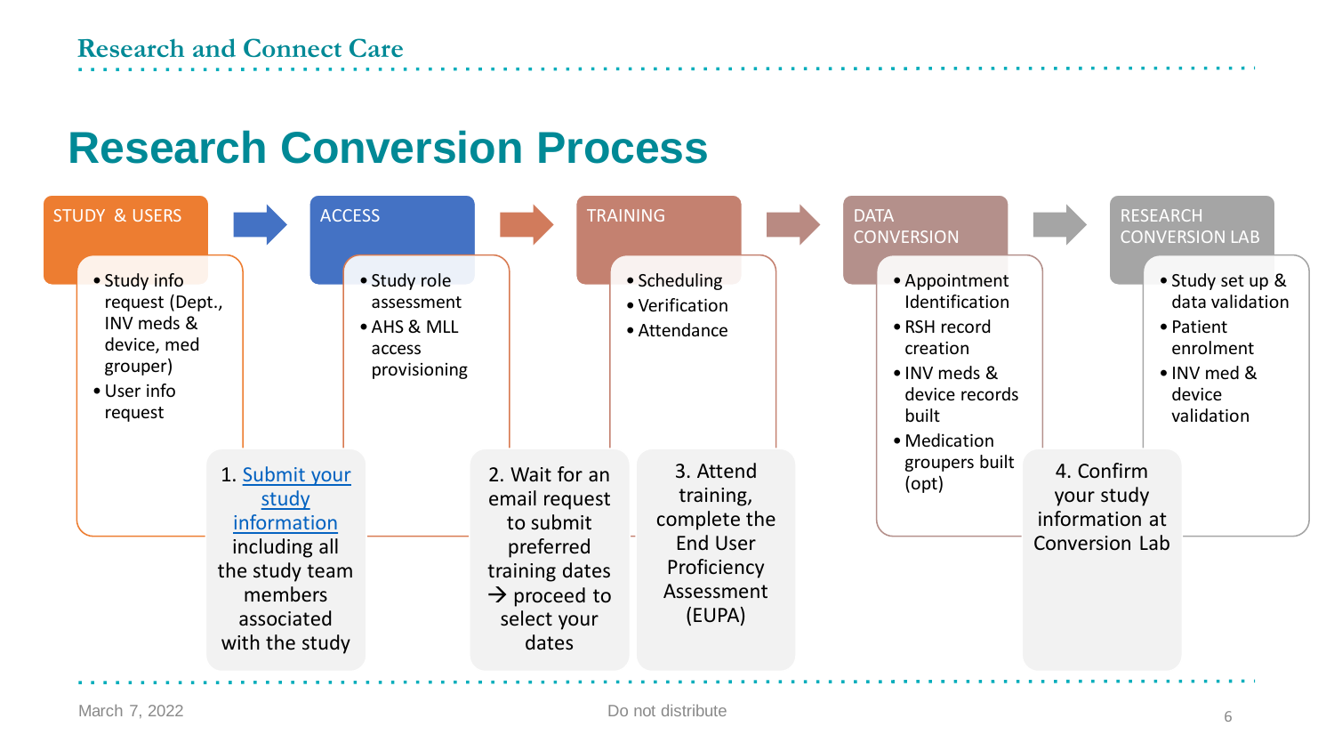# Research Conversion Process

## STUDY & USERS

- Study info request (Dept., INV meds & device, med grouper)
- User info request

## ACCESS

- Study role assessment
- AHS & MLL access provisioning

## TRAINING

- Scheduling
- Verification
- Attendance

## DATA CONVERSION

- Appointment Identification
- RSH record creation
- INV meds & device records built
- Medication groupers built (opt)

## RESEARCH CONVERSION LAB

- Study set up & data validation
- Patient enrolment
- INV med & device validation

---

1. Submit your study information including all the study team members associated with the study
2. Wait for an email request to submit preferred training dates → proceed to select your dates
3. Attend training, complete the End User Proficiency Assessment (EUPA)
4. Confirm your study information at Conversion Lab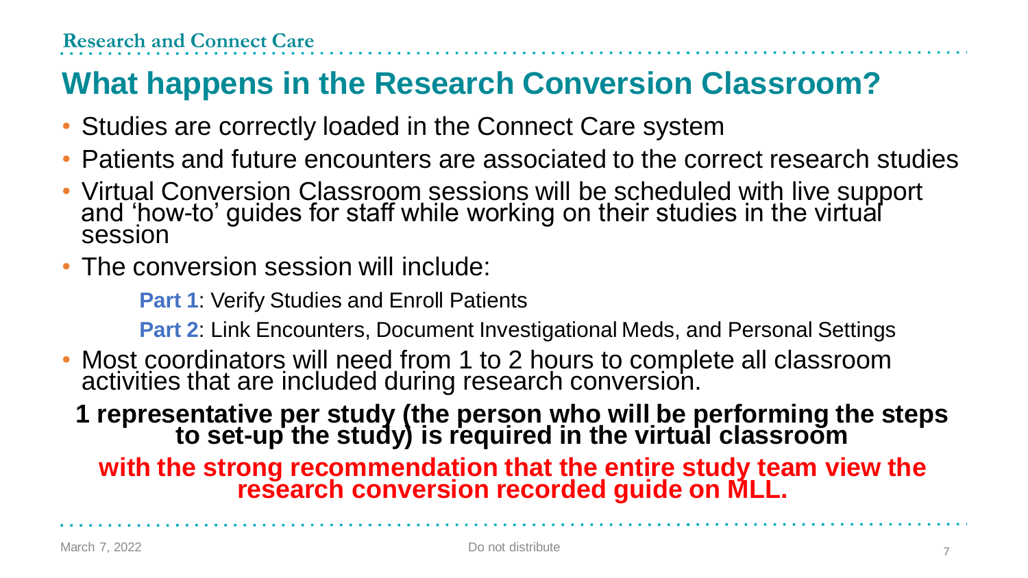# What happens in the Research Conversion Classroom?

- Studies are correctly loaded in the Connect Care system
- Patients and future encounters are associated to the correct research studies
- Virtual Conversion Classroom sessions will be scheduled with live support and 'how-to' guides for staff while working on their studies in the virtual session
- The conversion session will include:

  **Part 1**: Verify Studies and Enroll Patients

  **Part 2**: Link Encounters, Document Investigational Meds, and Personal Settings

- Most coordinators will need from 1 to 2 hours to complete all classroom activities that are included during research conversion.

**1 representative per study (the person who will be performing the steps to set-up the study) is required in the virtual classroom**

**with the strong recommendation that the entire study team view the research conversion recorded guide on MLL.**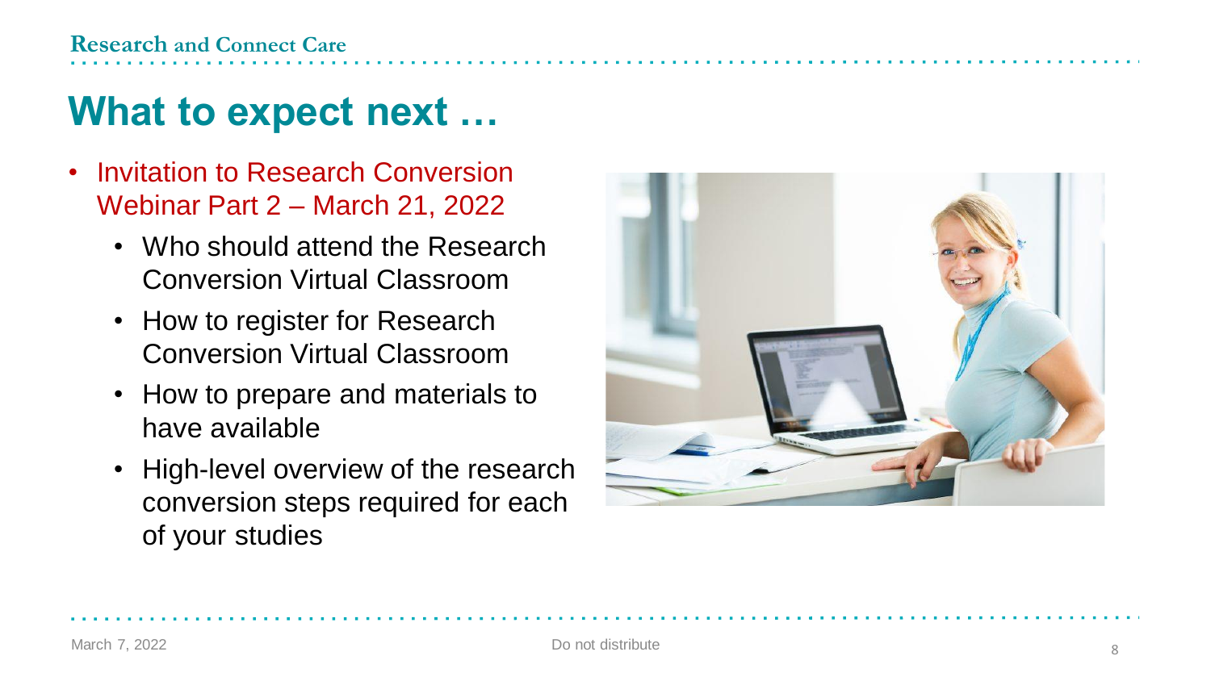# What to expect next …

- Invitation to Research Conversion Webinar Part 2 – March 21, 2022
  - Who should attend the Research Conversion Virtual Classroom
  - How to register for Research Conversion Virtual Classroom
  - How to prepare and materials to have available
  - High-level overview of the research conversion steps required for each of your studies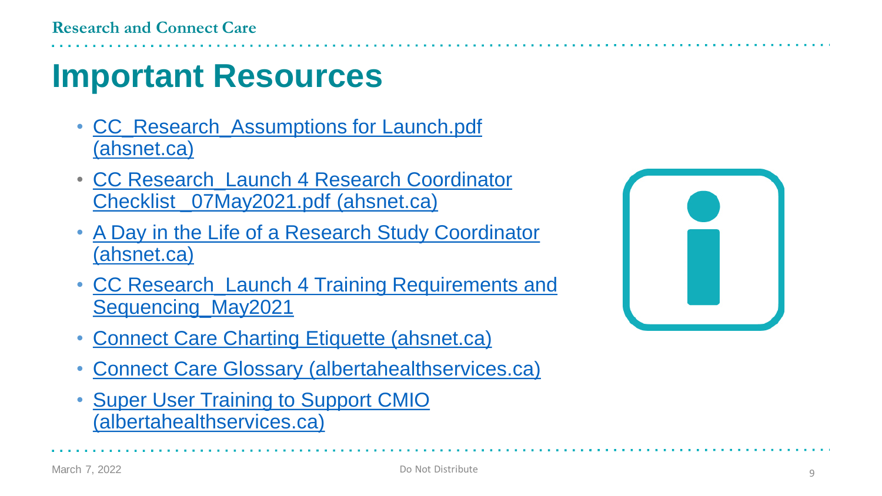# Important Resources

- CC_Research_Assumptions for Launch.pdf (ahsnet.ca)
- CC Research_Launch 4 Research Coordinator Checklist _07May2021.pdf (ahsnet.ca)
- A Day in the Life of a Research Study Coordinator (ahsnet.ca)
- CC Research_Launch 4 Training Requirements and Sequencing_May2021
- Connect Care Charting Etiquette (ahsnet.ca)
- Connect Care Glossary (albertahealthservices.ca)
- Super User Training to Support CMIO (albertahealthservices.ca)

March 7, 2022 Do Not Distribute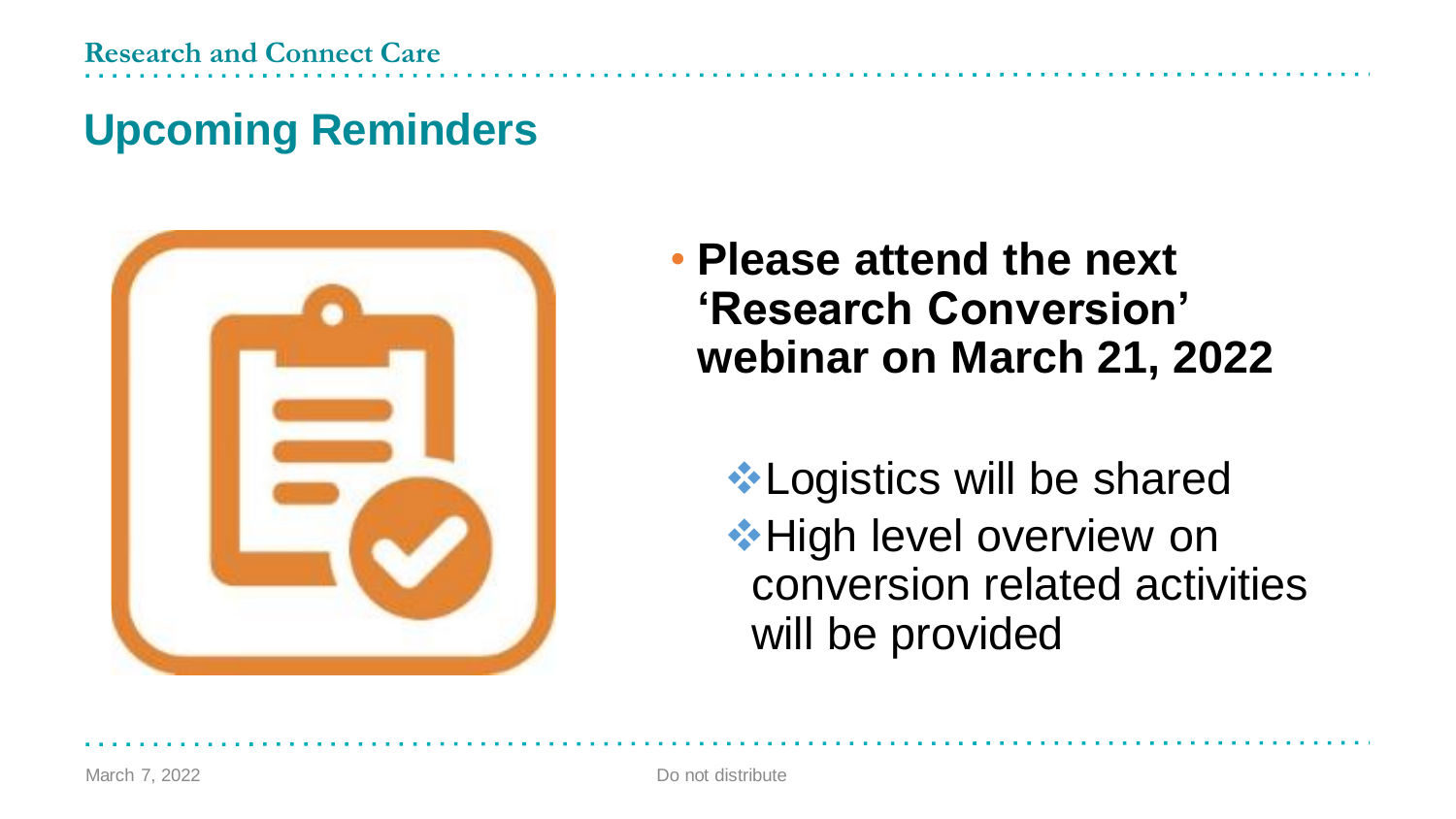# Upcoming Reminders

- **Please attend the next 'Research Conversion' webinar on March 21, 2022**
  - Logistics will be shared
  - High level overview on conversion related activities will be provided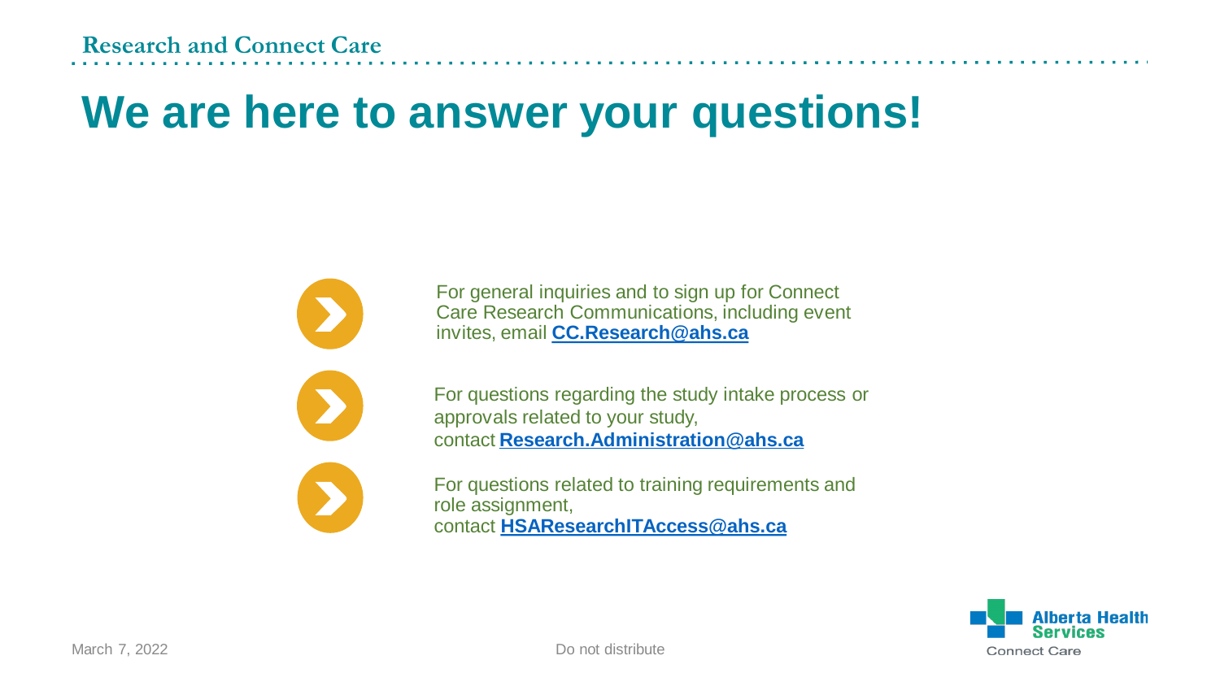# We are here to answer your questions!

- For general inquiries and to sign up for Connect Care Research Communications, including event invites, email **CC.Research@ahs.ca**
- For questions regarding the study intake process or approvals related to your study, contact **Research.Administration@ahs.ca**
- For questions related to training requirements and role assignment, contact **HSAResearchITAccess@ahs.ca**